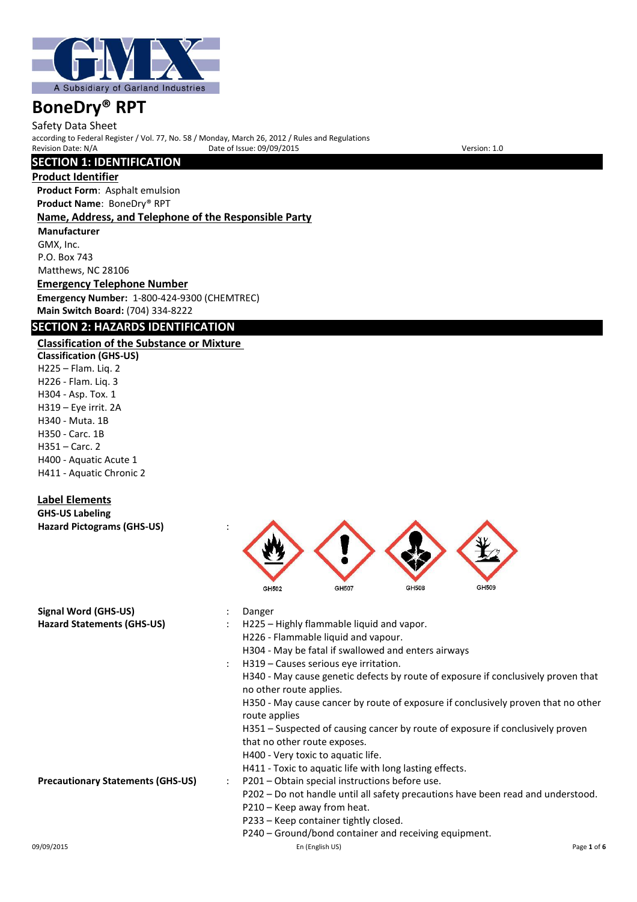# BoneDry® RPT

Safety Data Sheet

according to Federal Register / Vol. 77, No. 58 / Monday, March 26, 2012 / Rules and Regulations

Revision Date: N/A Date of Issue: 09/09/2015 Version: 1.0

## SECTION 1: IDENTIFICATION

### Product Identifier

**Product Form**: Asphalt emulsion

**Product Name**: BoneDry® RPT

### Name, Address, and Telephone of the Responsible Party

**Manufacturer**

GMX, Inc.
P.O. Box 743
Matthews, NC 28106

### Emergency Telephone Number

**Emergency Number:** 1-800-424-9300 (CHEMTREC)

**Main Switch Board:** (704) 334-8222

## SECTION 2: HAZARDS IDENTIFICATION

### Classification of the Substance or Mixture

**Classification (GHS-US)**

H225 – Flam. Liq. 2
H226 - Flam. Liq. 3
H304 - Asp. Tox. 1
H319 – Eye irrit. 2A
H340 - Muta. 1B
H350 - Carc. 1B
H351 – Carc. 2
H400 - Aquatic Acute 1
H411 - Aquatic Chronic 2

### Label Elements

**GHS-US Labeling**

**Hazard Pictograms (GHS-US)** :

GHS02 GHS07 GHS08 GHS09

**Signal Word (GHS-US)** : Danger

**Hazard Statements (GHS-US)** :

H225 – Highly flammable liquid and vapor.
H226 - Flammable liquid and vapour.
H304 - May be fatal if swallowed and enters airways
H319 – Causes serious eye irritation.
H340 - May cause genetic defects by route of exposure if conclusively proven that no other route applies.
H350 - May cause cancer by route of exposure if conclusively proven that no other route applies
H351 – Suspected of causing cancer by route of exposure if conclusively proven that no other route exposes.
H400 - Very toxic to aquatic life.
H411 - Toxic to aquatic life with long lasting effects.

**Precautionary Statements (GHS-US)** :

P201 – Obtain special instructions before use.
P202 – Do not handle until all safety precautions have been read and understood.
P210 – Keep away from heat.
P233 – Keep container tightly closed.
P240 – Ground/bond container and receiving equipment.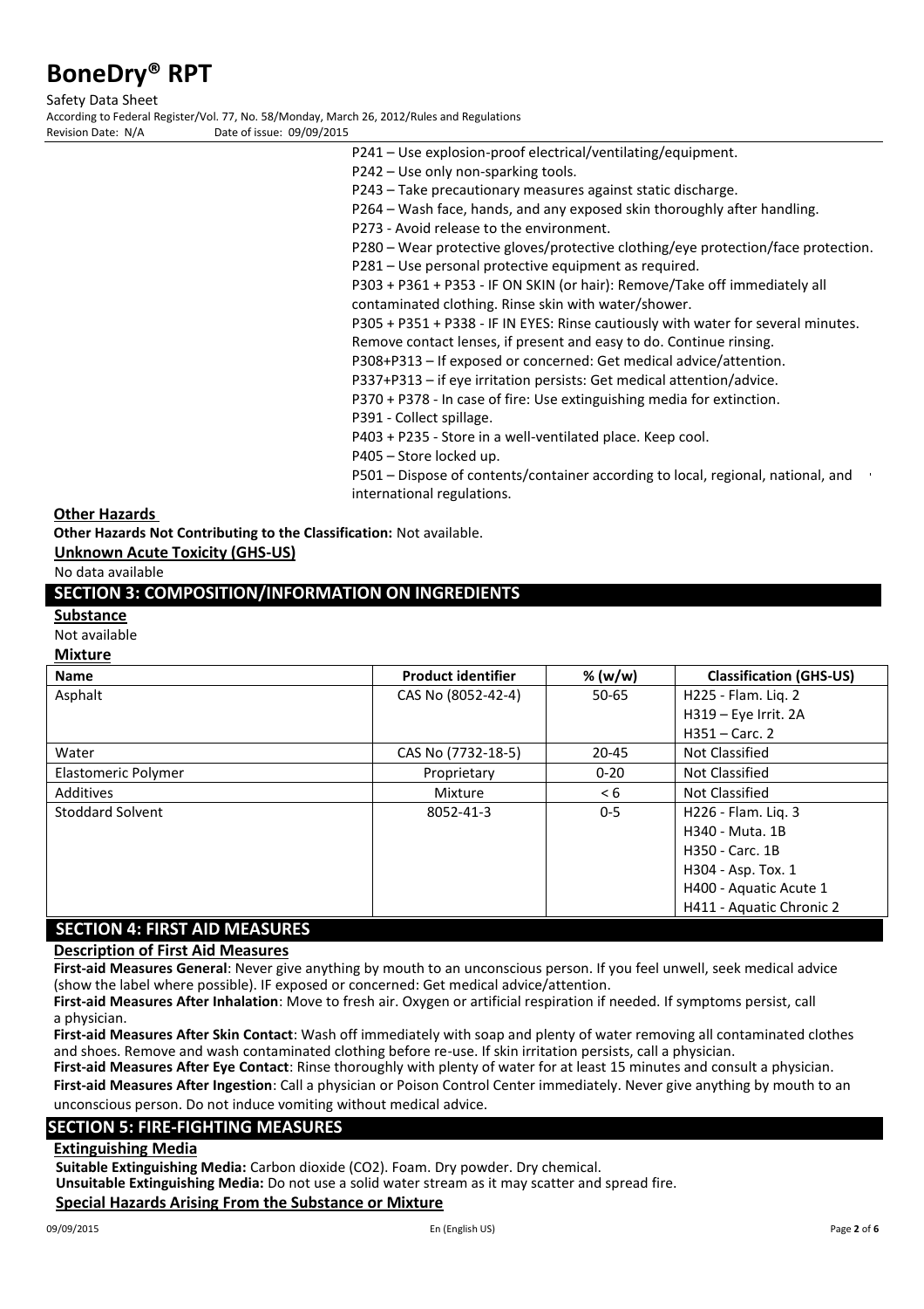P241 – Use explosion-proof electrical/ventilating/equipment.
P242 – Use only non-sparking tools.
P243 – Take precautionary measures against static discharge.
P264 – Wash face, hands, and any exposed skin thoroughly after handling.
P273 - Avoid release to the environment.
P280 – Wear protective gloves/protective clothing/eye protection/face protection.
P281 – Use personal protective equipment as required.
P303 + P361 + P353 - IF ON SKIN (or hair): Remove/Take off immediately all contaminated clothing. Rinse skin with water/shower.
P305 + P351 + P338 - IF IN EYES: Rinse cautiously with water for several minutes. Remove contact lenses, if present and easy to do. Continue rinsing.
P308+P313 – If exposed or concerned: Get medical advice/attention.
P337+P313 – if eye irritation persists: Get medical attention/advice.
P370 + P378 - In case of fire: Use extinguishing media for extinction.
P391 - Collect spillage.
P403 + P235 - Store in a well-ventilated place. Keep cool.
P405 – Store locked up.
P501 – Dispose of contents/container according to local, regional, national, and international regulations.

**Other Hazards**

**Other Hazards Not Contributing to the Classification:** Not available.

**Unknown Acute Toxicity (GHS-US)**

No data available

## SECTION 3: COMPOSITION/INFORMATION ON INGREDIENTS

**Substance**

Not available

**Mixture**

| Name | Product identifier | % (w/w) | Classification (GHS-US) |
|---|---|---|---|
| Asphalt | CAS No (8052-42-4) | 50-65 | H225 - Flam. Liq. 2<br>H319 – Eye Irrit. 2A<br>H351 – Carc. 2 |
| Water | CAS No (7732-18-5) | 20-45 | Not Classified |
| Elastomeric Polymer | Proprietary | 0-20 | Not Classified |
| Additives | Mixture | < 6 | Not Classified |
| Stoddard Solvent | 8052-41-3 | 0-5 | H226 - Flam. Liq. 3<br>H340 - Muta. 1B<br>H350 - Carc. 1B<br>H304 - Asp. Tox. 1<br>H400 - Aquatic Acute 1<br>H411 - Aquatic Chronic 2 |

## SECTION 4: FIRST AID MEASURES

**Description of First Aid Measures**

**First-aid Measures General**: Never give anything by mouth to an unconscious person. If you feel unwell, seek medical advice (show the label where possible). IF exposed or concerned: Get medical advice/attention.

**First-aid Measures After Inhalation**: Move to fresh air. Oxygen or artificial respiration if needed. If symptoms persist, call a physician.

**First-aid Measures After Skin Contact**: Wash off immediately with soap and plenty of water removing all contaminated clothes and shoes. Remove and wash contaminated clothing before re-use. If skin irritation persists, call a physician.

**First-aid Measures After Eye Contact**: Rinse thoroughly with plenty of water for at least 15 minutes and consult a physician.

**First-aid Measures After Ingestion**: Call a physician or Poison Control Center immediately. Never give anything by mouth to an unconscious person. Do not induce vomiting without medical advice.

## SECTION 5: FIRE-FIGHTING MEASURES

**Extinguishing Media**

**Suitable Extinguishing Media:** Carbon dioxide ($CO_2$). Foam. Dry powder. Dry chemical.

**Unsuitable Extinguishing Media:** Do not use a solid water stream as it may scatter and spread fire.

**Special Hazards Arising From the Substance or Mixture**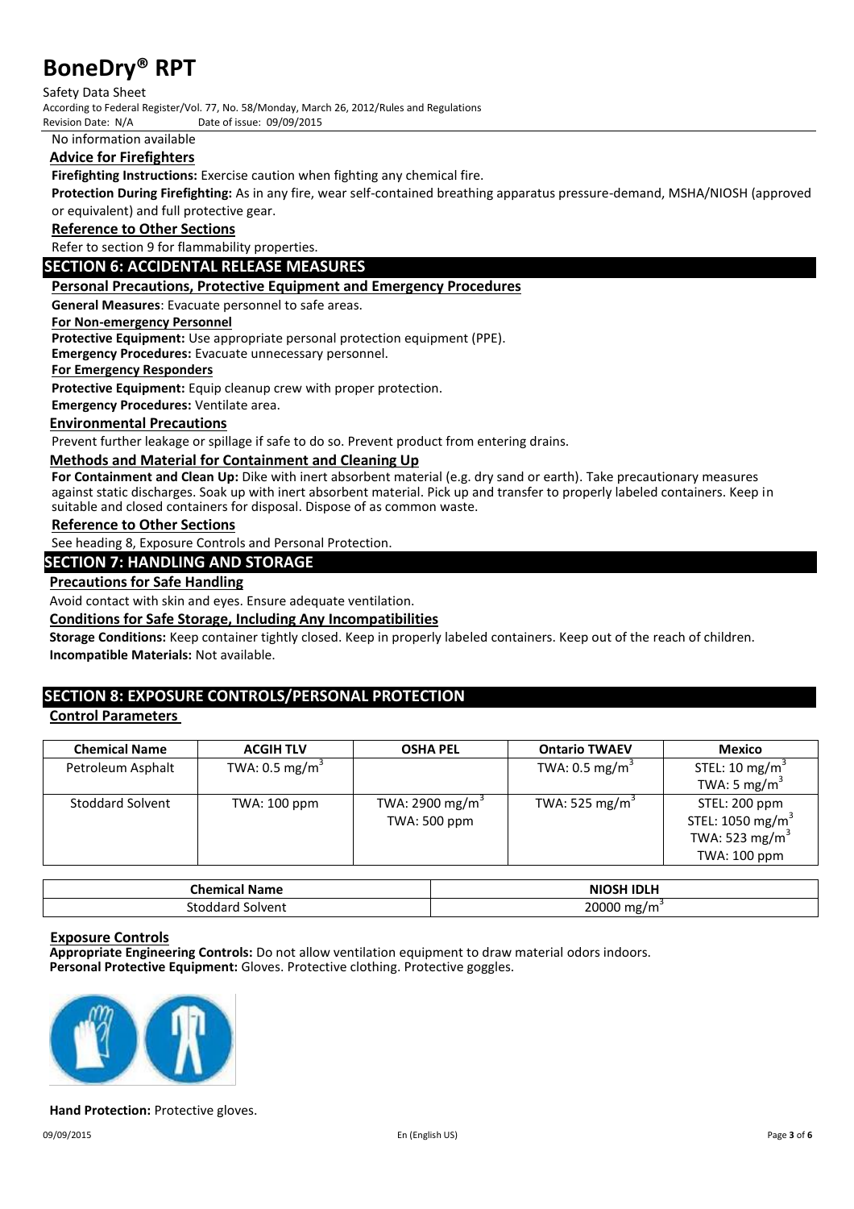No information available

### Advice for Firefighters

**Firefighting Instructions:** Exercise caution when fighting any chemical fire.

**Protection During Firefighting:** As in any fire, wear self-contained breathing apparatus pressure-demand, MSHA/NIOSH (approved or equivalent) and full protective gear.

### Reference to Other Sections

Refer to section 9 for flammability properties.

## SECTION 6: ACCIDENTAL RELEASE MEASURES

### Personal Precautions, Protective Equipment and Emergency Procedures

**General Measures**: Evacuate personnel to safe areas.

#### For Non-emergency Personnel

**Protective Equipment:** Use appropriate personal protection equipment (PPE).

**Emergency Procedures:** Evacuate unnecessary personnel.

#### For Emergency Responders

**Protective Equipment:** Equip cleanup crew with proper protection.

**Emergency Procedures:** Ventilate area.

### Environmental Precautions

Prevent further leakage or spillage if safe to do so. Prevent product from entering drains.

### Methods and Material for Containment and Cleaning Up

**For Containment and Clean Up:** Dike with inert absorbent material (e.g. dry sand or earth). Take precautionary measures against static discharges. Soak up with inert absorbent material. Pick up and transfer to properly labeled containers. Keep in suitable and closed containers for disposal. Dispose of as common waste.

### Reference to Other Sections

See heading 8, Exposure Controls and Personal Protection.

## SECTION 7: HANDLING AND STORAGE

### Precautions for Safe Handling

Avoid contact with skin and eyes. Ensure adequate ventilation.

### Conditions for Safe Storage, Including Any Incompatibilities

**Storage Conditions:** Keep container tightly closed. Keep in properly labeled containers. Keep out of the reach of children.

**Incompatible Materials:** Not available.

## SECTION 8: EXPOSURE CONTROLS/PERSONAL PROTECTION

### Control Parameters

| Chemical Name | ACGIH TLV | OSHA PEL | Ontario TWAEV | Mexico |
|---|---|---|---|---|
| Petroleum Asphalt | TWA: 0.5 mg/m$^3$ | | TWA: 0.5 mg/m$^3$ | STEL: 10 mg/m$^3$<br>TWA: 5 mg/m$^3$ |
| Stoddard Solvent | TWA: 100 ppm | TWA: 2900 mg/m$^3$<br>TWA: 500 ppm | TWA: 525 mg/m$^3$ | STEL: 200 ppm<br>STEL: 1050 mg/m$^3$<br>TWA: 523 mg/m$^3$<br>TWA: 100 ppm |

| Chemical Name | NIOSH IDLH |
|---|---|
| Stoddard Solvent | 20000 mg/m$^3$ |

### Exposure Controls

**Appropriate Engineering Controls:** Do not allow ventilation equipment to draw material odors indoors.

**Personal Protective Equipment:** Gloves. Protective clothing. Protective goggles.

**Hand Protection:** Protective gloves.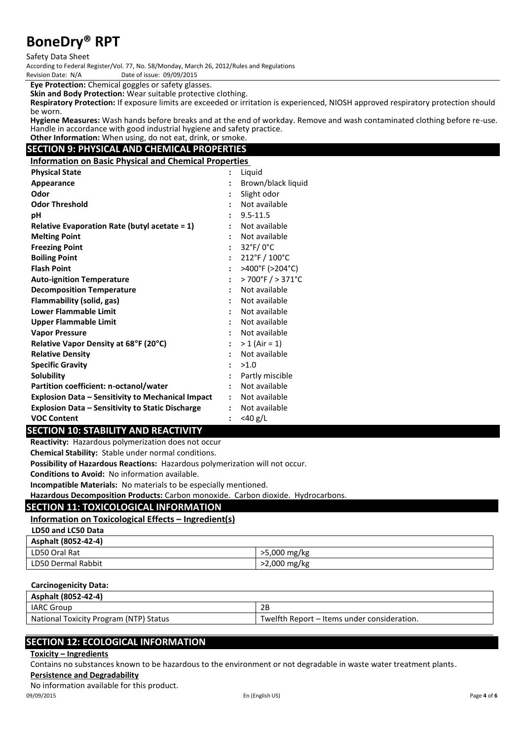**Eye Protection:** Chemical goggles or safety glasses.

**Skin and Body Protection:** Wear suitable protective clothing.

**Respiratory Protection:** If exposure limits are exceeded or irritation is experienced, NIOSH approved respiratory protection should be worn.

**Hygiene Measures:** Wash hands before breaks and at the end of workday. Remove and wash contaminated clothing before re-use. Handle in accordance with good industrial hygiene and safety practice.

**Other Information:** When using, do not eat, drink, or smoke.

## SECTION 9: PHYSICAL AND CHEMICAL PROPERTIES

### Information on Basic Physical and Chemical Properties

| Property | | Value |
|---|---|---|
| **Physical State** | : | Liquid |
| **Appearance** | : | Brown/black liquid |
| **Odor** | : | Slight odor |
| **Odor Threshold** | : | Not available |
| **pH** | : | 9.5-11.5 |
| **Relative Evaporation Rate (butyl acetate = 1)** | : | Not available |
| **Melting Point** | : | Not available |
| **Freezing Point** | : | 32°F/ 0°C |
| **Boiling Point** | : | 212°F / 100°C |
| **Flash Point** | : | >400°F (>204°C) |
| **Auto-ignition Temperature** | : | > 700°F / > 371°C |
| **Decomposition Temperature** | : | Not available |
| **Flammability (solid, gas)** | : | Not available |
| **Lower Flammable Limit** | : | Not available |
| **Upper Flammable Limit** | : | Not available |
| **Vapor Pressure** | : | Not available |
| **Relative Vapor Density at 68°F (20°C)** | : | > 1 (Air = 1) |
| **Relative Density** | : | Not available |
| **Specific Gravity** | : | >1.0 |
| **Solubility** | : | Partly miscible |
| **Partition coefficient: n-octanol/water** | : | Not available |
| **Explosion Data – Sensitivity to Mechanical Impact** | : | Not available |
| **Explosion Data – Sensitivity to Static Discharge** | : | Not available |
| **VOC Content** | : | <40 g/L |

## SECTION 10: STABILITY AND REACTIVITY

**Reactivity:** Hazardous polymerization does not occur

**Chemical Stability:** Stable under normal conditions.

**Possibility of Hazardous Reactions:** Hazardous polymerization will not occur.

**Conditions to Avoid:** No information available.

**Incompatible Materials:** No materials to be especially mentioned.

**Hazardous Decomposition Products:** Carbon monoxide. Carbon dioxide. Hydrocarbons.

## SECTION 11: TOXICOLOGICAL INFORMATION

### Information on Toxicological Effects – Ingredient(s)

**LD50 and LC50 Data**

| **Asphalt (8052-42-4)** | |
|---|---|
| LD50 Oral Rat | >5,000 mg/kg |
| LD50 Dermal Rabbit | >2,000 mg/kg |

**Carcinogenicity Data:**

| **Asphalt (8052-42-4)** | |
|---|---|
| IARC Group | 2B |
| National Toxicity Program (NTP) Status | Twelfth Report – Items under consideration. |

## SECTION 12: ECOLOGICAL INFORMATION

**Toxicity – Ingredients**

Contains no substances known to be hazardous to the environment or not degradable in waste water treatment plants.

**Persistence and Degradability**

No information available for this product.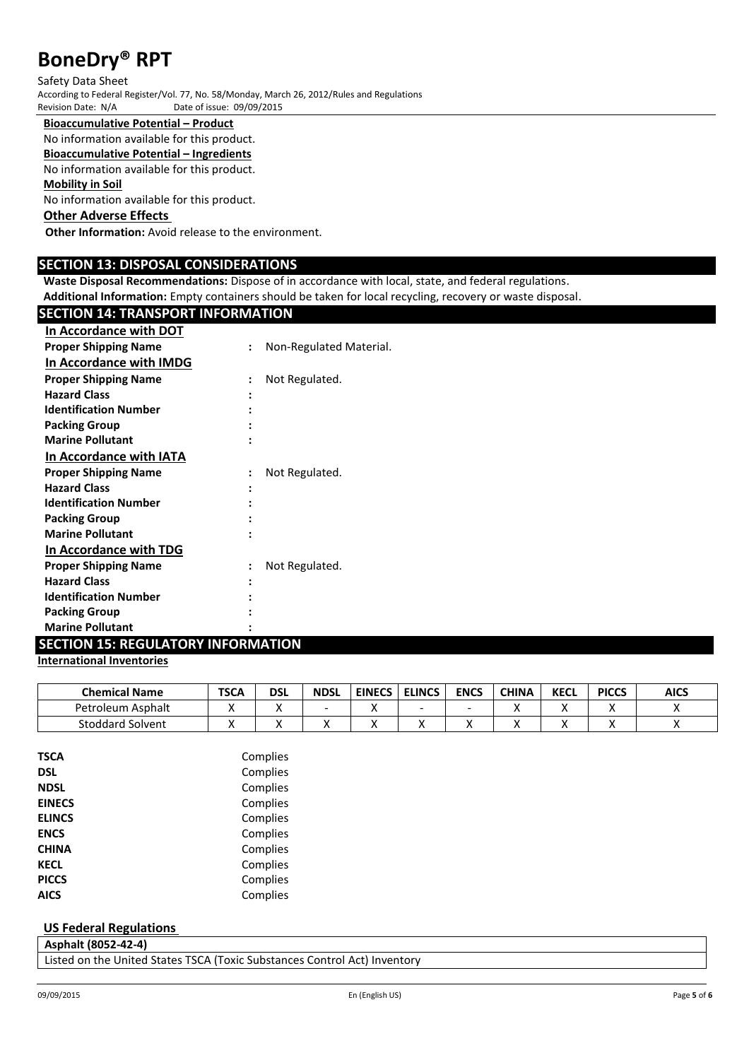**Bioaccumulative Potential – Product**

No information available for this product.

**Bioaccumulative Potential – Ingredients**

No information available for this product.

**Mobility in Soil**

No information available for this product.

**Other Adverse Effects**

**Other Information:** Avoid release to the environment.

## SECTION 13: DISPOSAL CONSIDERATIONS

**Waste Disposal Recommendations:** Dispose of in accordance with local, state, and federal regulations.

**Additional Information:** Empty containers should be taken for local recycling, recovery or waste disposal.

## SECTION 14: TRANSPORT INFORMATION

**In Accordance with DOT**

| | | |
|---|---|---|
| **Proper Shipping Name** | : | Non-Regulated Material. |

**In Accordance with IMDG**

| | | |
|---|---|---|
| **Proper Shipping Name** | : | Not Regulated. |
| **Hazard Class** | : | |
| **Identification Number** | : | |
| **Packing Group** | : | |
| **Marine Pollutant** | : | |

**In Accordance with IATA**

| | | |
|---|---|---|
| **Proper Shipping Name** | : | Not Regulated. |
| **Hazard Class** | : | |
| **Identification Number** | : | |
| **Packing Group** | : | |
| **Marine Pollutant** | : | |

**In Accordance with TDG**

| | | |
|---|---|---|
| **Proper Shipping Name** | : | Not Regulated. |
| **Hazard Class** | : | |
| **Identification Number** | : | |
| **Packing Group** | : | |
| **Marine Pollutant** | : | |

## SECTION 15: REGULATORY INFORMATION

**International Inventories**

| Chemical Name | TSCA | DSL | NDSL | EINECS | ELINCS | ENCS | CHINA | KECL | PICCS | AICS |
|---|---|---|---|---|---|---|---|---|---|---|
| Petroleum Asphalt | X | X | - | X | - | - | X | X | X | X |
| Stoddard Solvent | X | X | X | X | X | X | X | X | X | X |

| | |
|---|---|
| **TSCA** | Complies |
| **DSL** | Complies |
| **NDSL** | Complies |
| **EINECS** | Complies |
| **ELINCS** | Complies |
| **ENCS** | Complies |
| **CHINA** | Complies |
| **KECL** | Complies |
| **PICCS** | Complies |
| **AICS** | Complies |

**US Federal Regulations**

| **Asphalt (8052-42-4)** |
|---|
| Listed on the United States TSCA (Toxic Substances Control Act) Inventory |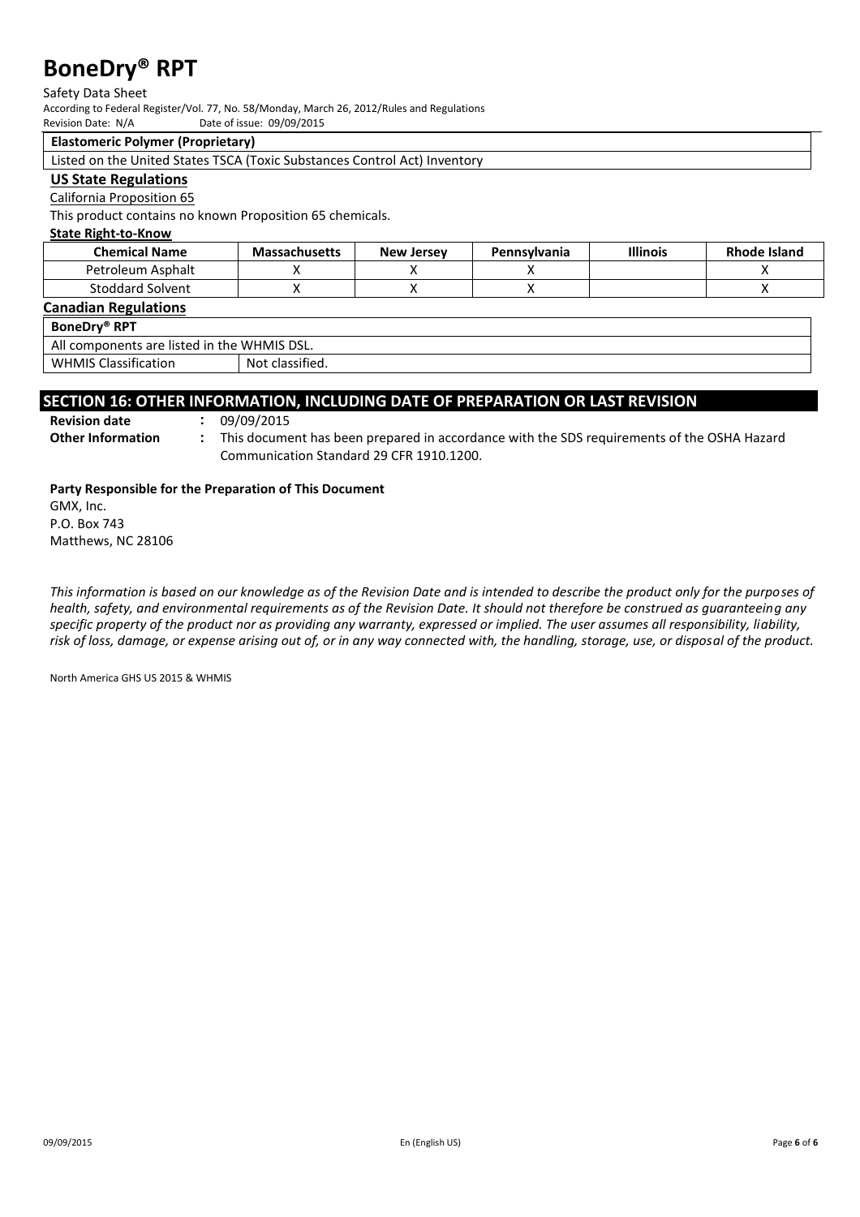| Elastomeric Polymer (Proprietary) |
| --- |
| Listed on the United States TSCA (Toxic Substances Control Act) Inventory |

### US State Regulations

California Proposition 65

This product contains no known Proposition 65 chemicals.

**State Right-to-Know**

| Chemical Name | Massachusetts | New Jersey | Pennsylvania | Illinois | Rhode Island |
| --- | --- | --- | --- | --- | --- |
| Petroleum Asphalt | X | X | X | | X |
| Stoddard Solvent | X | X | X | | X |

### Canadian Regulations

| BoneDry® RPT | |
| --- | --- |
| All components are listed in the WHMIS DSL. | |
| WHMIS Classification | Not classified. |

## SECTION 16: OTHER INFORMATION, INCLUDING DATE OF PREPARATION OR LAST REVISION

**Revision date** : 09/09/2015

**Other Information** : This document has been prepared in accordance with the SDS requirements of the OSHA Hazard Communication Standard 29 CFR 1910.1200.

**Party Responsible for the Preparation of This Document**

GMX, Inc.
P.O. Box 743
Matthews, NC 28106

*This information is based on our knowledge as of the Revision Date and is intended to describe the product only for the purposes of health, safety, and environmental requirements as of the Revision Date. It should not therefore be construed as guaranteeing any specific property of the product nor as providing any warranty, expressed or implied. The user assumes all responsibility, liability, risk of loss, damage, or expense arising out of, or in any way connected with, the handling, storage, use, or disposal of the product.*

North America GHS US 2015 & WHMIS